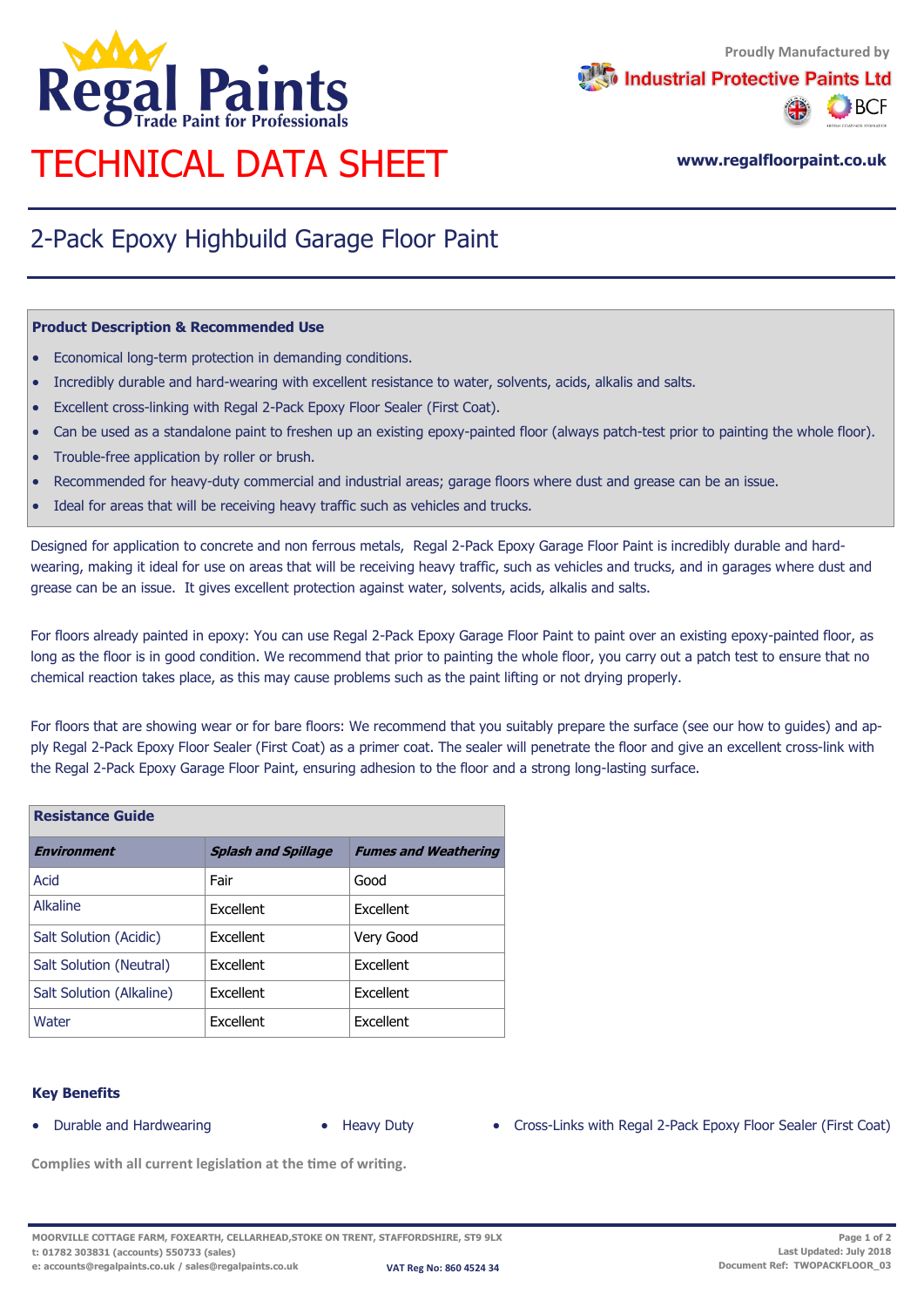# Regal Paints

Trade Paint for Professionals

Proudly Manufactured by Industrial Protective Paints Ltd

# TECHNICAL DATA SHEET

www.regalfloorpaint.co.uk

## 2-Pack Epoxy Highbuild Garage Floor Paint

### Product Description & Recommended Use

- Economical long-term protection in demanding conditions.
- Incredibly durable and hard-wearing with excellent resistance to water, solvents, acids, alkalis and salts.
- Excellent cross-linking with Regal 2-Pack Epoxy Floor Sealer (First Coat).
- Can be used as a standalone paint to freshen up an existing epoxy-painted floor (always patch-test prior to painting the whole floor).
- Trouble-free application by roller or brush.
- Recommended for heavy-duty commercial and industrial areas; garage floors where dust and grease can be an issue.
- Ideal for areas that will be receiving heavy traffic such as vehicles and trucks.

Designed for application to concrete and non ferrous metals, Regal 2-Pack Epoxy Garage Floor Paint is incredibly durable and hard-wearing, making it ideal for use on areas that will be receiving heavy traffic, such as vehicles and trucks, and in garages where dust and grease can be an issue. It gives excellent protection against water, solvents, acids, alkalis and salts.

For floors already painted in epoxy: You can use Regal 2-Pack Epoxy Garage Floor Paint to paint over an existing epoxy-painted floor, as long as the floor is in good condition. We recommend that prior to painting the whole floor, you carry out a patch test to ensure that no chemical reaction takes place, as this may cause problems such as the paint lifting or not drying properly.

For floors that are showing wear or for bare floors: We recommend that you suitably prepare the surface (see our how to guides) and apply Regal 2-Pack Epoxy Floor Sealer (First Coat) as a primer coat. The sealer will penetrate the floor and give an excellent cross-link with the Regal 2-Pack Epoxy Garage Floor Paint, ensuring adhesion to the floor and a strong long-lasting surface.

### Resistance Guide

| *Environment* | *Splash and Spillage* | *Fumes and Weathering* |
|---|---|---|
| Acid | Fair | Good |
| Alkaline | Excellent | Excellent |
| Salt Solution (Acidic) | Excellent | Very Good |
| Salt Solution (Neutral) | Excellent | Excellent |
| Salt Solution (Alkaline) | Excellent | Excellent |
| Water | Excellent | Excellent |

### Key Benefits

- Durable and Hardwearing
- Heavy Duty
- Cross-Links with Regal 2-Pack Epoxy Floor Sealer (First Coat)

**Complies with all current legislation at the time of writing.**

MOORVILLE COTTAGE FARM, FOXEARTH, CELLARHEAD, STOKE ON TRENT, STAFFORDSHIRE, ST9 9LX
t: 01782 303831 (accounts) 550733 (sales)
e: accounts@regalpaints.co.uk / sales@regalpaints.co.uk
VAT Reg No: 860 4524 34
Last Updated: July 2018
Document Ref: TWOPACKFLOOR_03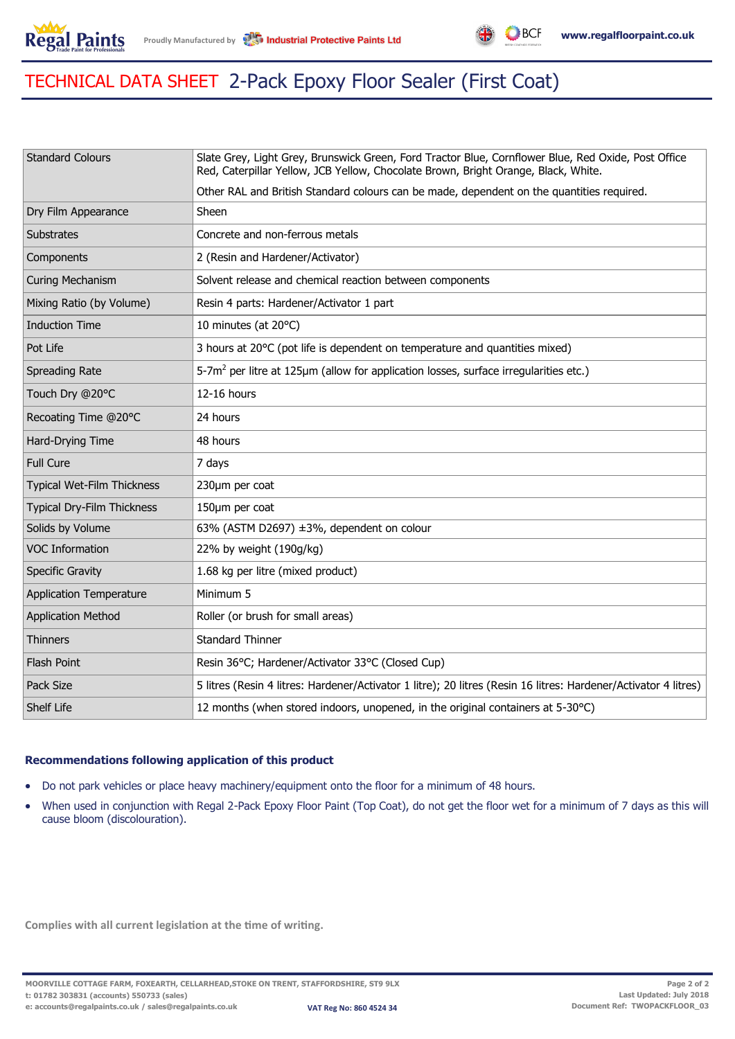# TECHNICAL DATA SHEET 2-Pack Epoxy Floor Sealer (First Coat)

| | |
|---|---|
| Standard Colours | Slate Grey, Light Grey, Brunswick Green, Ford Tractor Blue, Cornflower Blue, Red Oxide, Post Office Red, Caterpillar Yellow, JCB Yellow, Chocolate Brown, Bright Orange, Black, White. Other RAL and British Standard colours can be made, dependent on the quantities required. |
| Dry Film Appearance | Sheen |
| Substrates | Concrete and non-ferrous metals |
| Components | 2 (Resin and Hardener/Activator) |
| Curing Mechanism | Solvent release and chemical reaction between components |
| Mixing Ratio (by Volume) | Resin 4 parts: Hardener/Activator 1 part |
| Induction Time | 10 minutes (at 20°C) |
| Pot Life | 3 hours at 20°C (pot life is dependent on temperature and quantities mixed) |
| Spreading Rate | 5-7m$^2$ per litre at 125μm (allow for application losses, surface irregularities etc.) |
| Touch Dry @20°C | 12-16 hours |
| Recoating Time @20°C | 24 hours |
| Hard-Drying Time | 48 hours |
| Full Cure | 7 days |
| Typical Wet-Film Thickness | 230μm per coat |
| Typical Dry-Film Thickness | 150μm per coat |
| Solids by Volume | 63% (ASTM D2697) ±3%, dependent on colour |
| VOC Information | 22% by weight (190g/kg) |
| Specific Gravity | 1.68 kg per litre (mixed product) |
| Application Temperature | Minimum 5 |
| Application Method | Roller (or brush for small areas) |
| Thinners | Standard Thinner |
| Flash Point | Resin 36°C; Hardener/Activator 33°C (Closed Cup) |
| Pack Size | 5 litres (Resin 4 litres: Hardener/Activator 1 litre); 20 litres (Resin 16 litres: Hardener/Activator 4 litres) |
| Shelf Life | 12 months (when stored indoors, unopened, in the original containers at 5-30°C) |

**Recommendations following application of this product**

- Do not park vehicles or place heavy machinery/equipment onto the floor for a minimum of 48 hours.
- When used in conjunction with Regal 2-Pack Epoxy Floor Paint (Top Coat), do not get the floor wet for a minimum of 7 days as this will cause bloom (discolouration).

**Complies with all current legislation at the time of writing.**

MOORVILLE COTTAGE FARM, FOXEARTH, CELLARHEAD, STOKE ON TRENT, STAFFORDSHIRE, ST9 9LX
t: 01782 303831 (accounts) 550733 (sales)
e: accounts@regalpaints.co.uk / sales@regalpaints.co.uk
VAT Reg No: 860 4524 34

Last Updated: July 2018
Document Ref: TWOPACKFLOOR_03